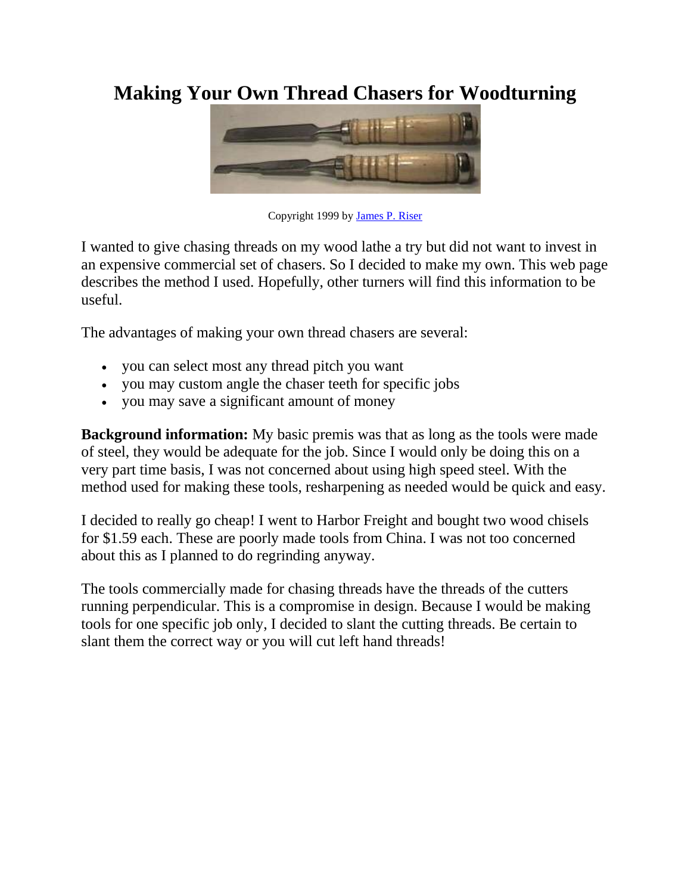# Making Your Own Thread Chasers for Woodturning

Copyright 1999 by James P. Riser

I wanted to give chasing threads on my wood lathe a try but did not want to invest in an expensive commercial set of chasers. So I decided to make my own. This web page describes the method I used. Hopefully, other turners will find this information to be useful.

The advantages of making your own thread chasers are several:

- you can select most any thread pitch you want
- you may custom angle the chaser teeth for specific jobs
- you may save a significant amount of money

**Background information:** My basic premis was that as long as the tools were made of steel, they would be adequate for the job. Since I would only be doing this on a very part time basis, I was not concerned about using high speed steel. With the method used for making these tools, resharpening as needed would be quick and easy.

I decided to really go cheap! I went to Harbor Freight and bought two wood chisels for $1.59 each. These are poorly made tools from China. I was not too concerned about this as I planned to do regrinding anyway.

The tools commercially made for chasing threads have the threads of the cutters running perpendicular. This is a compromise in design. Because I would be making tools for one specific job only, I decided to slant the cutting threads. Be certain to slant them the correct way or you will cut left hand threads!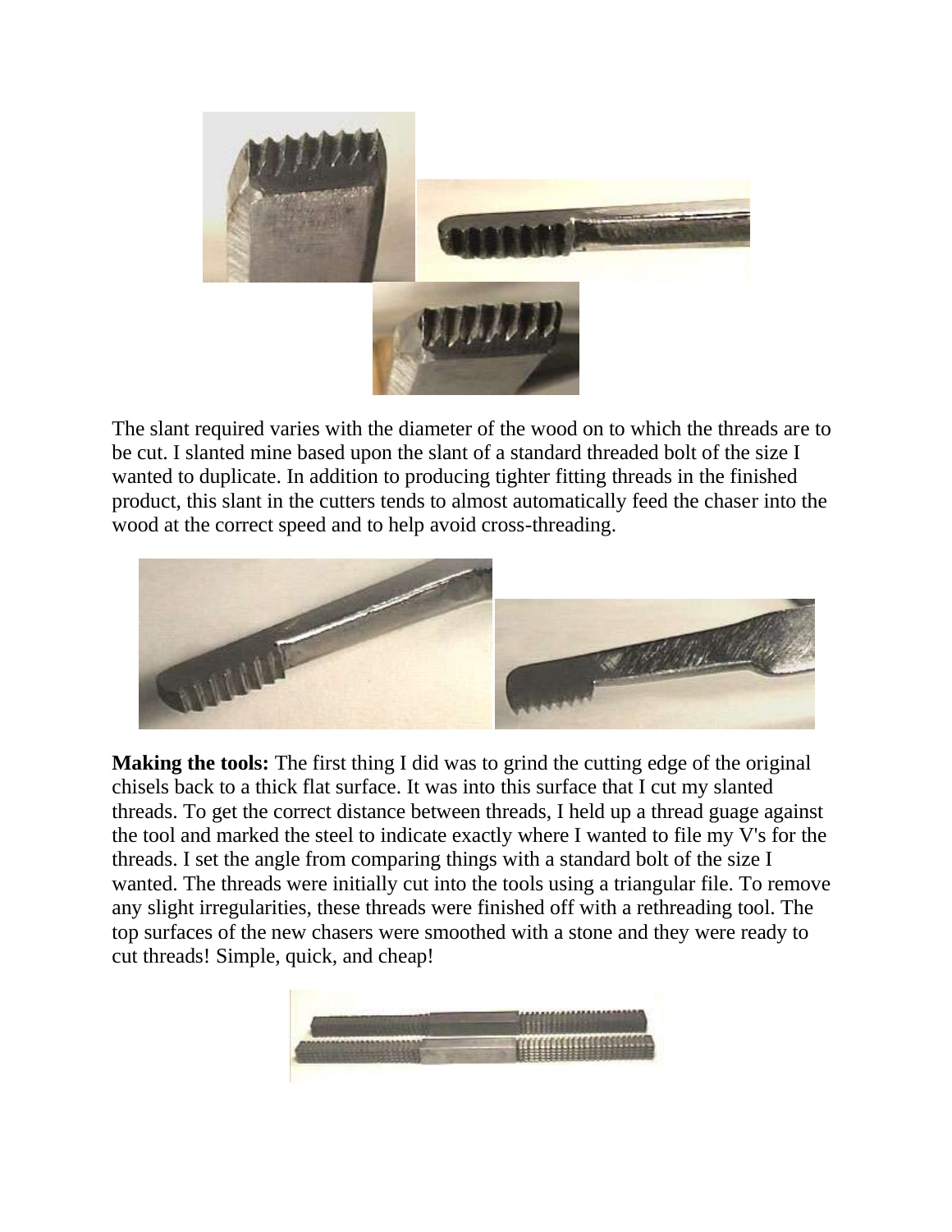The slant required varies with the diameter of the wood on to which the threads are to be cut. I slanted mine based upon the slant of a standard threaded bolt of the size I wanted to duplicate. In addition to producing tighter fitting threads in the finished product, this slant in the cutters tends to almost automatically feed the chaser into the wood at the correct speed and to help avoid cross-threading.

**Making the tools:** The first thing I did was to grind the cutting edge of the original chisels back to a thick flat surface. It was into this surface that I cut my slanted threads. To get the correct distance between threads, I held up a thread guage against the tool and marked the steel to indicate exactly where I wanted to file my V's for the threads. I set the angle from comparing things with a standard bolt of the size I wanted. The threads were initially cut into the tools using a triangular file. To remove any slight irregularities, these threads were finished off with a rethreading tool. The top surfaces of the new chasers were smoothed with a stone and they were ready to cut threads! Simple, quick, and cheap!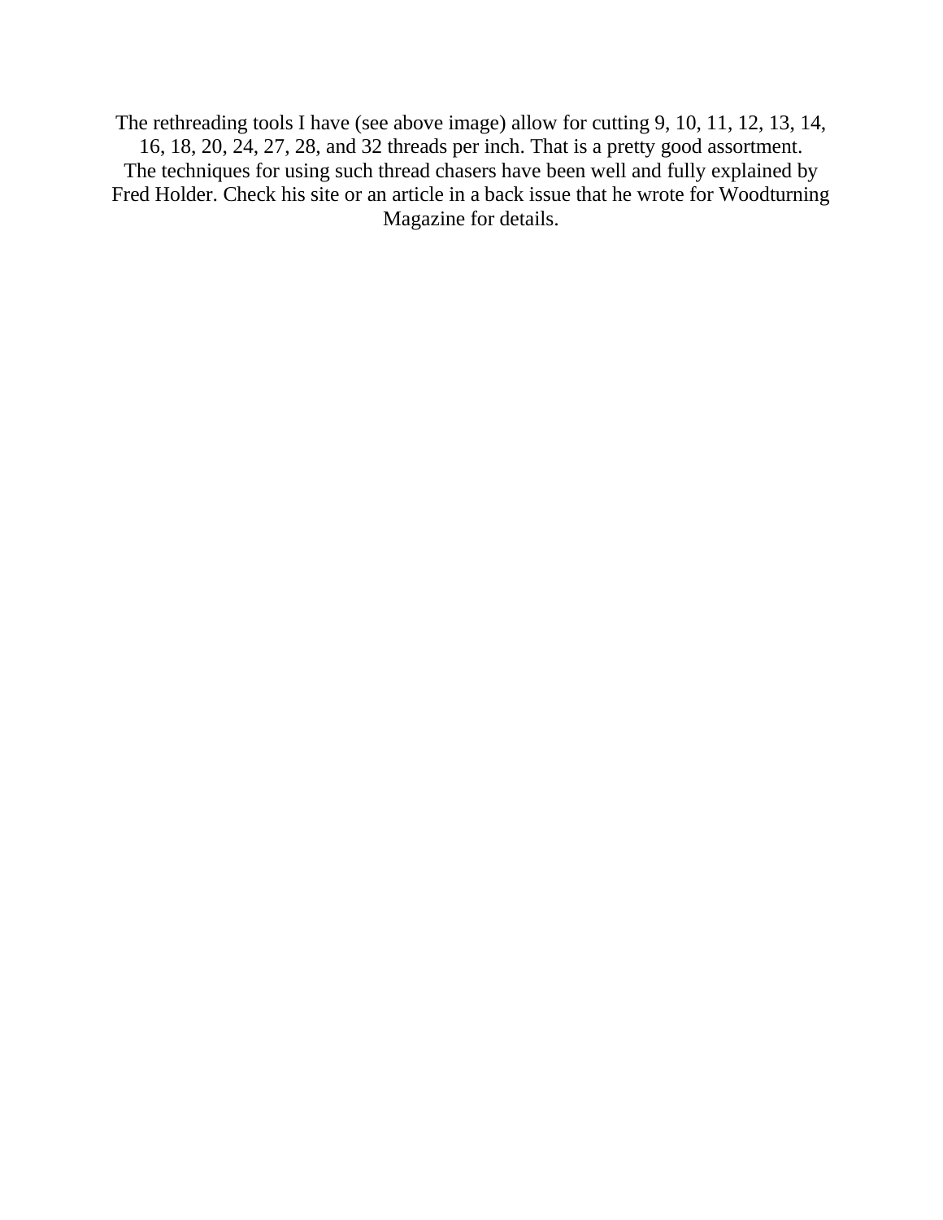The rethreading tools I have (see above image) allow for cutting 9, 10, 11, 12, 13, 14, 16, 18, 20, 24, 27, 28, and 32 threads per inch. That is a pretty good assortment. The techniques for using such thread chasers have been well and fully explained by Fred Holder. Check his site or an article in a back issue that he wrote for Woodturning Magazine for details.